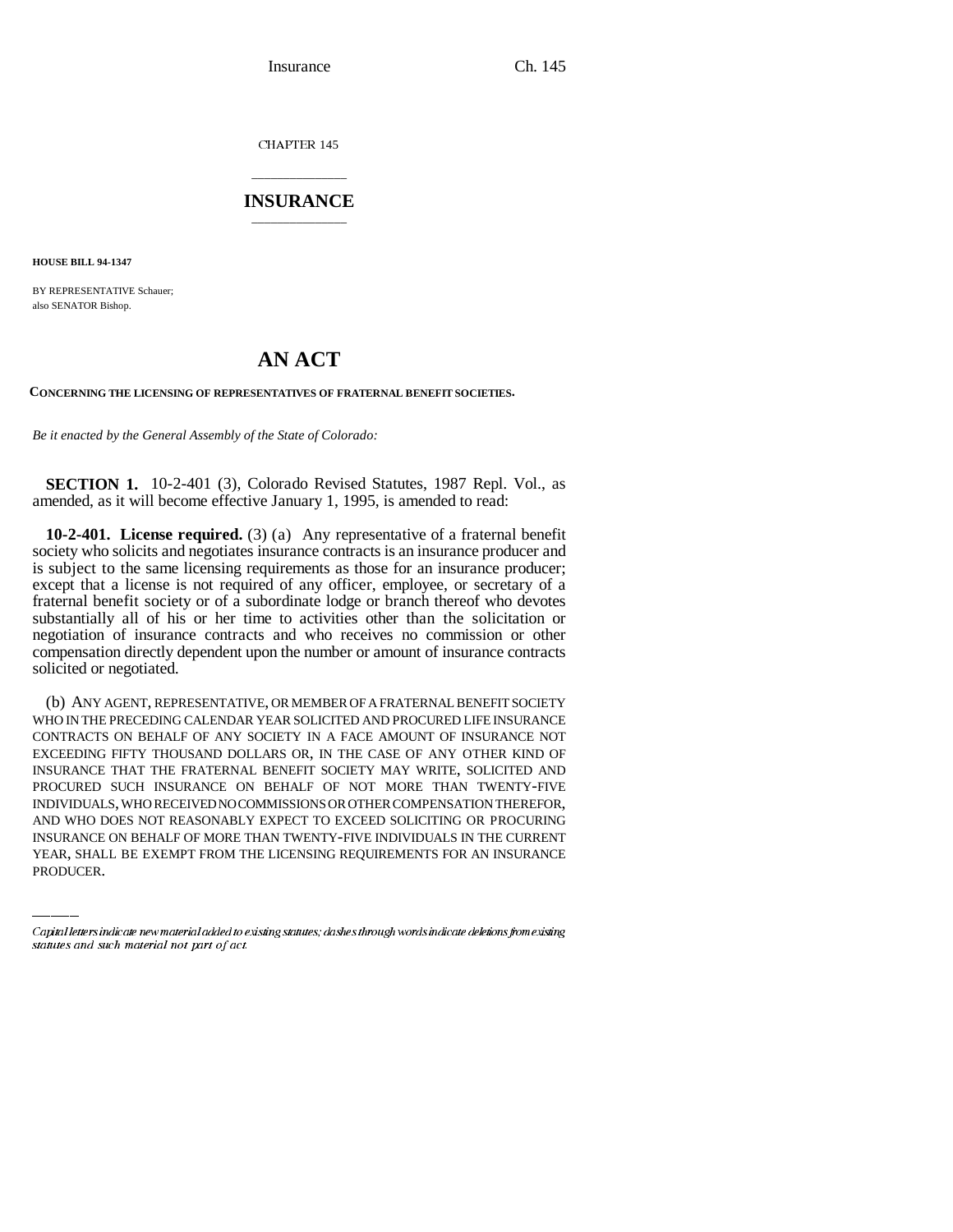CHAPTER 145

# INSURANCE

**HOUSE BILL 94-1347**

BY REPRESENTATIVE Schauer;
also SENATOR Bishop.

# AN ACT

**CONCERNING THE LICENSING OF REPRESENTATIVES OF FRATERNAL BENEFIT SOCIETIES.**

*Be it enacted by the General Assembly of the State of Colorado:*

**SECTION 1.** 10-2-401 (3), Colorado Revised Statutes, 1987 Repl. Vol., as amended, as it will become effective January 1, 1995, is amended to read:

**10-2-401. License required.** (3) (a) Any representative of a fraternal benefit society who solicits and negotiates insurance contracts is an insurance producer and is subject to the same licensing requirements as those for an insurance producer; except that a license is not required of any officer, employee, or secretary of a fraternal benefit society or of a subordinate lodge or branch thereof who devotes substantially all of his or her time to activities other than the solicitation or negotiation of insurance contracts and who receives no commission or other compensation directly dependent upon the number or amount of insurance contracts solicited or negotiated.

(b) ANY AGENT, REPRESENTATIVE, OR MEMBER OF A FRATERNAL BENEFIT SOCIETY WHO IN THE PRECEDING CALENDAR YEAR SOLICITED AND PROCURED LIFE INSURANCE CONTRACTS ON BEHALF OF ANY SOCIETY IN A FACE AMOUNT OF INSURANCE NOT EXCEEDING FIFTY THOUSAND DOLLARS OR, IN THE CASE OF ANY OTHER KIND OF INSURANCE THAT THE FRATERNAL BENEFIT SOCIETY MAY WRITE, SOLICITED AND PROCURED SUCH INSURANCE ON BEHALF OF NOT MORE THAN TWENTY-FIVE INDIVIDUALS, WHO RECEIVED NO COMMISSIONS OR OTHER COMPENSATION THEREFOR, AND WHO DOES NOT REASONABLY EXPECT TO EXCEED SOLICITING OR PROCURING INSURANCE ON BEHALF OF MORE THAN TWENTY-FIVE INDIVIDUALS IN THE CURRENT YEAR, SHALL BE EXEMPT FROM THE LICENSING REQUIREMENTS FOR AN INSURANCE PRODUCER.

*Capital letters indicate new material added to existing statutes; dashes through words indicate deletions from existing statutes and such material not part of act.*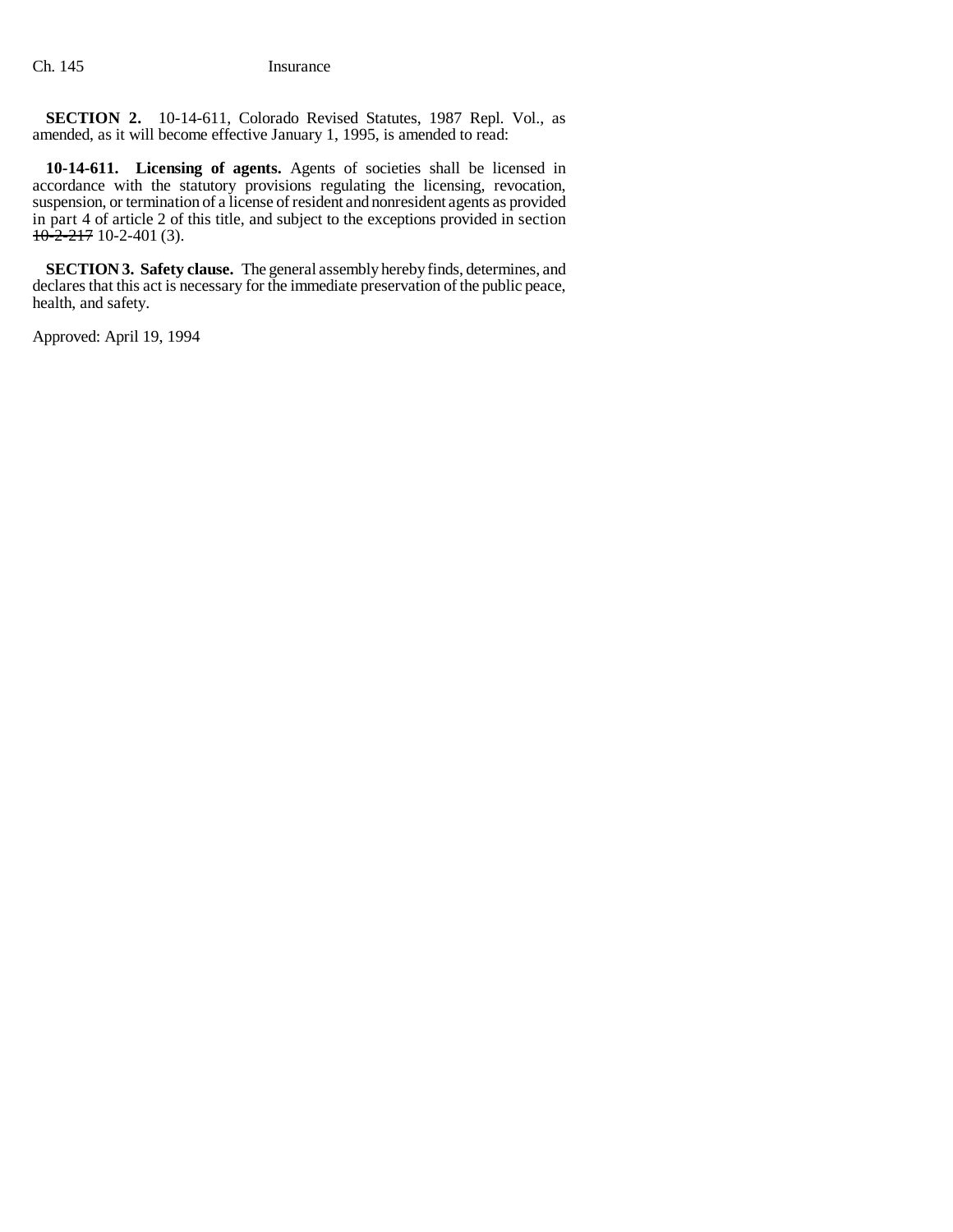**SECTION 2.** 10-14-611, Colorado Revised Statutes, 1987 Repl. Vol., as amended, as it will become effective January 1, 1995, is amended to read:

**10-14-611. Licensing of agents.** Agents of societies shall be licensed in accordance with the statutory provisions regulating the licensing, revocation, suspension, or termination of a license of resident and nonresident agents as provided in part 4 of article 2 of this title, and subject to the exceptions provided in section ~~10-2-217~~ 10-2-401 (3).

**SECTION 3. Safety clause.** The general assembly hereby finds, determines, and declares that this act is necessary for the immediate preservation of the public peace, health, and safety.

Approved: April 19, 1994